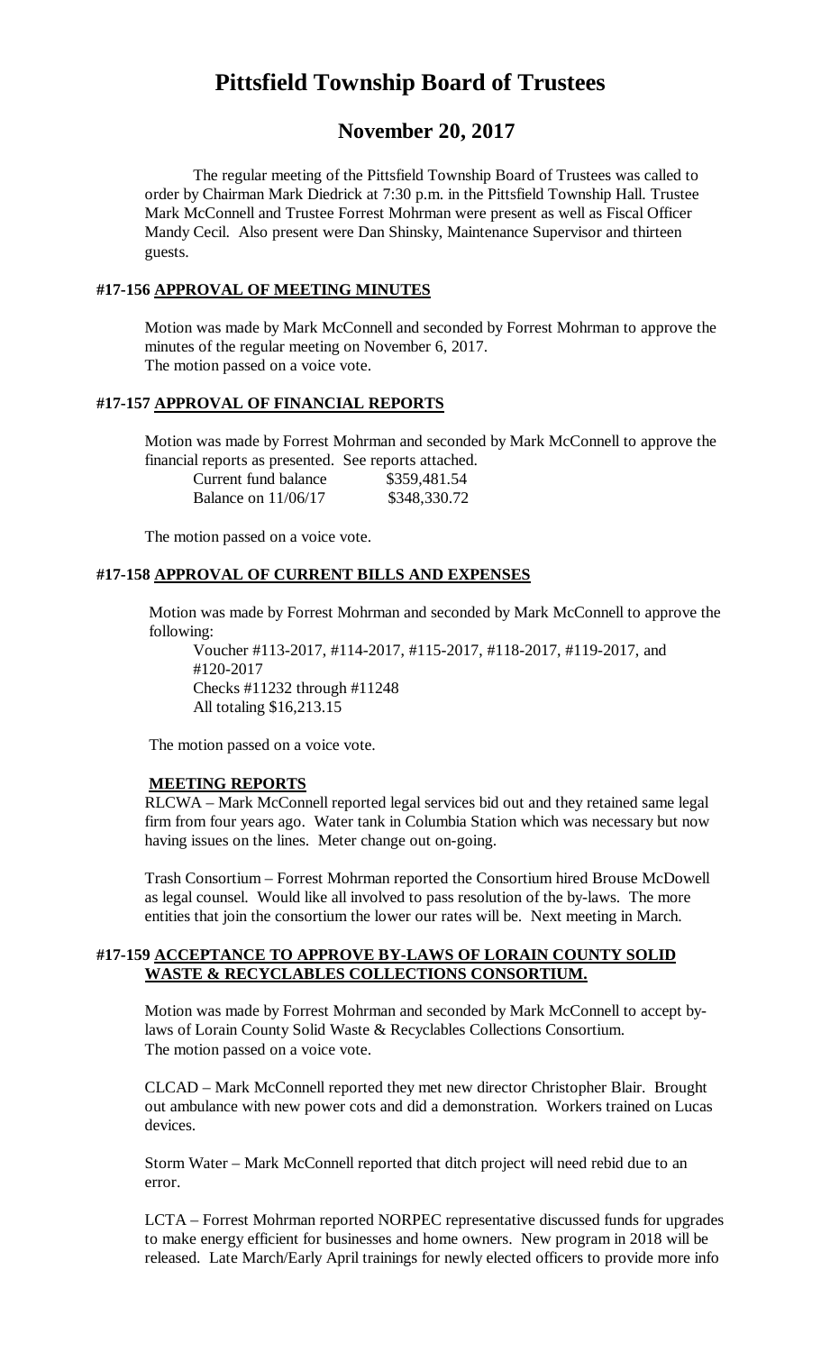# Pittsfield Township Board of Trustees

## November 20, 2017

The regular meeting of the Pittsfield Township Board of Trustees was called to order by Chairman Mark Diedrick at 7:30 p.m. in the Pittsfield Township Hall. Trustee Mark McConnell and Trustee Forrest Mohrman were present as well as Fiscal Officer Mandy Cecil. Also present were Dan Shinsky, Maintenance Supervisor and thirteen guests.

### #17-156 APPROVAL OF MEETING MINUTES

Motion was made by Mark McConnell and seconded by Forrest Mohrman to approve the minutes of the regular meeting on November 6, 2017.
The motion passed on a voice vote.

### #17-157 APPROVAL OF FINANCIAL REPORTS

Motion was made by Forrest Mohrman and seconded by Mark McConnell to approve the financial reports as presented. See reports attached.

| | |
|---|---|
| Current fund balance | \$359,481.54 |
| Balance on 11/06/17 | \$348,330.72 |

The motion passed on a voice vote.

### #17-158 APPROVAL OF CURRENT BILLS AND EXPENSES

Motion was made by Forrest Mohrman and seconded by Mark McConnell to approve the following:

Voucher #113-2017, #114-2017, #115-2017, #118-2017, #119-2017, and #120-2017
Checks #11232 through #11248
All totaling \$16,213.15

The motion passed on a voice vote.

### MEETING REPORTS

RLCWA – Mark McConnell reported legal services bid out and they retained same legal firm from four years ago. Water tank in Columbia Station which was necessary but now having issues on the lines. Meter change out on-going.

Trash Consortium – Forrest Mohrman reported the Consortium hired Brouse McDowell as legal counsel. Would like all involved to pass resolution of the by-laws. The more entities that join the consortium the lower our rates will be. Next meeting in March.

### #17-159 ACCEPTANCE TO APPROVE BY-LAWS OF LORAIN COUNTY SOLID WASTE & RECYCLABLES COLLECTIONS CONSORTIUM.

Motion was made by Forrest Mohrman and seconded by Mark McConnell to accept by-laws of Lorain County Solid Waste & Recyclables Collections Consortium.
The motion passed on a voice vote.

CLCAD – Mark McConnell reported they met new director Christopher Blair. Brought out ambulance with new power cots and did a demonstration. Workers trained on Lucas devices.

Storm Water – Mark McConnell reported that ditch project will need rebid due to an error.

LCTA – Forrest Mohrman reported NORPEC representative discussed funds for upgrades to make energy efficient for businesses and home owners. New program in 2018 will be released. Late March/Early April trainings for newly elected officers to provide more info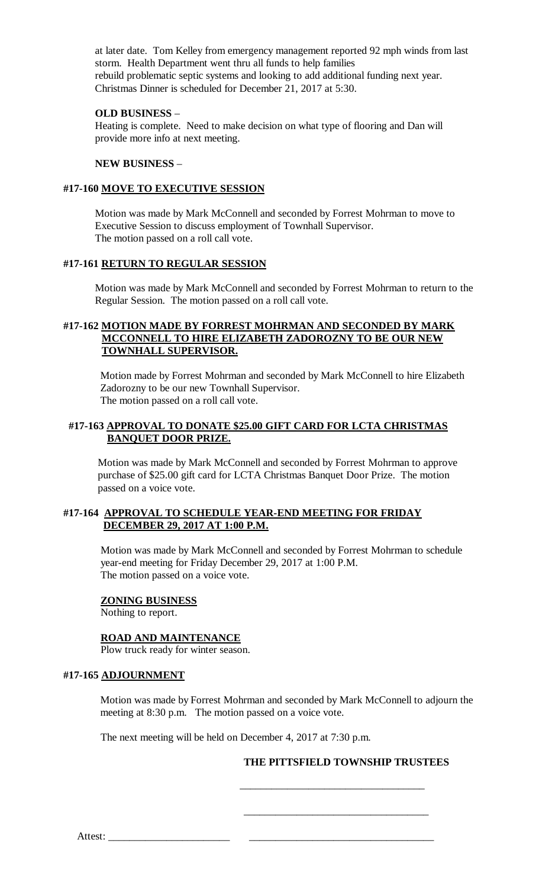at later date. Tom Kelley from emergency management reported 92 mph winds from last storm. Health Department went thru all funds to help families rebuild problematic septic systems and looking to add additional funding next year. Christmas Dinner is scheduled for December 21, 2017 at 5:30.

**OLD BUSINESS** –

Heating is complete. Need to make decision on what type of flooring and Dan will provide more info at next meeting.

**NEW BUSINESS** –

**#17-160 MOVE TO EXECUTIVE SESSION**

Motion was made by Mark McConnell and seconded by Forrest Mohrman to move to Executive Session to discuss employment of Townhall Supervisor.
The motion passed on a roll call vote.

**#17-161 RETURN TO REGULAR SESSION**

Motion was made by Mark McConnell and seconded by Forrest Mohrman to return to the Regular Session. The motion passed on a roll call vote.

**#17-162 MOTION MADE BY FORREST MOHRMAN AND SECONDED BY MARK MCCONNELL TO HIRE ELIZABETH ZADOROZNY TO BE OUR NEW TOWNHALL SUPERVISOR.**

Motion made by Forrest Mohrman and seconded by Mark McConnell to hire Elizabeth Zadorozny to be our new Townhall Supervisor.
The motion passed on a roll call vote.

**#17-163 APPROVAL TO DONATE $25.00 GIFT CARD FOR LCTA CHRISTMAS BANQUET DOOR PRIZE.**

Motion was made by Mark McConnell and seconded by Forrest Mohrman to approve purchase of $25.00 gift card for LCTA Christmas Banquet Door Prize. The motion passed on a voice vote.

**#17-164 APPROVAL TO SCHEDULE YEAR-END MEETING FOR FRIDAY DECEMBER 29, 2017 AT 1:00 P.M.**

Motion was made by Mark McConnell and seconded by Forrest Mohrman to schedule year-end meeting for Friday December 29, 2017 at 1:00 P.M.
The motion passed on a voice vote.

**ZONING BUSINESS**

Nothing to report.

**ROAD AND MAINTENANCE**

Plow truck ready for winter season.

**#17-165 ADJOURNMENT**

Motion was made by Forrest Mohrman and seconded by Mark McConnell to adjourn the meeting at 8:30 p.m. The motion passed on a voice vote.

The next meeting will be held on December 4, 2017 at 7:30 p.m.

**THE PITTSFIELD TOWNSHIP TRUSTEES**

___________________________________

___________________________________

Attest: _______________________ ___________________________________